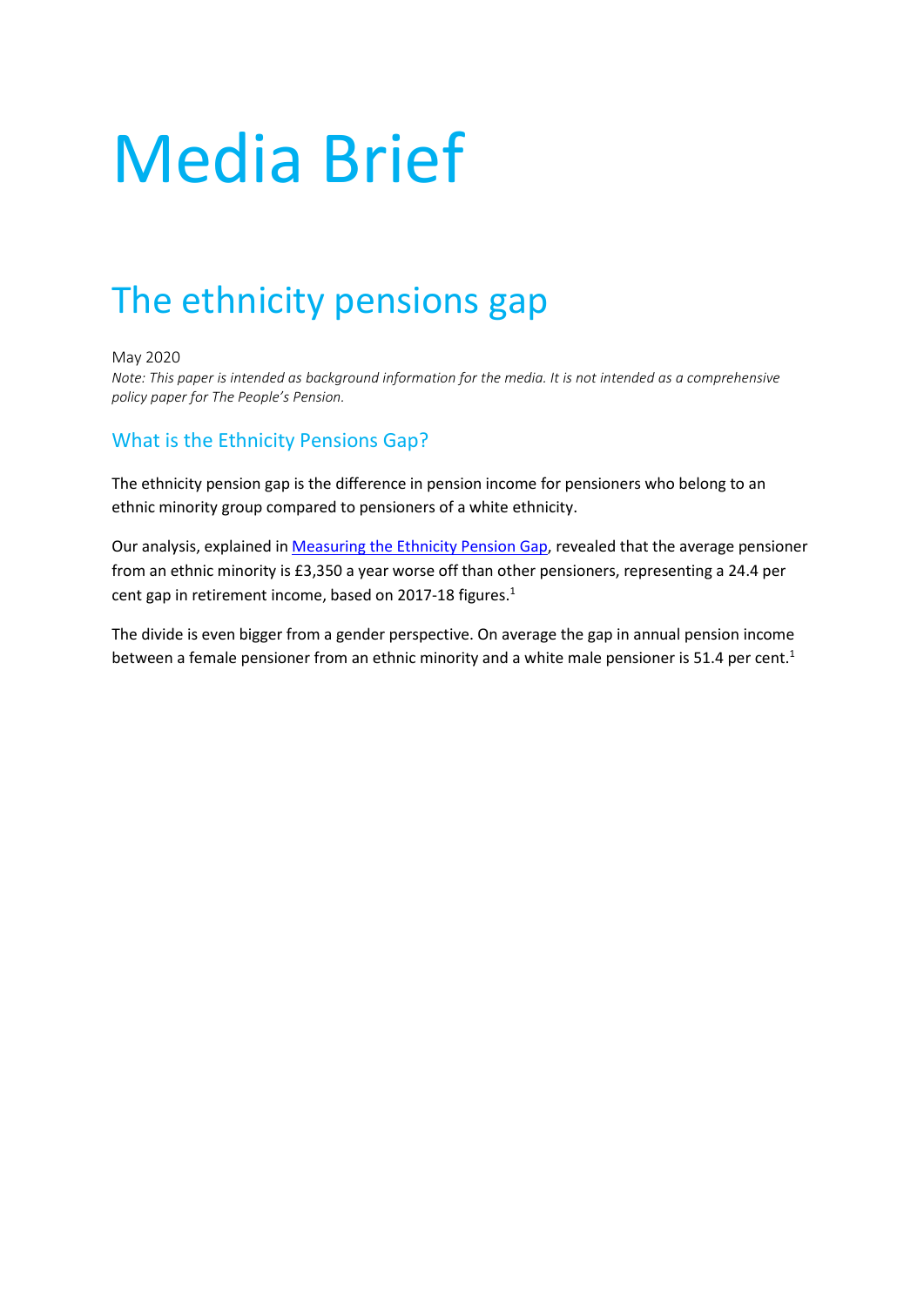# Media Brief

## The ethnicity pensions gap

May 2020

*Note: This paper is intended as background information for the media. It is not intended as a comprehensive policy paper for The People's Pension.*

### What is the Ethnicity Pensions Gap?

The ethnicity pension gap is the difference in pension income for pensioners who belong to an ethnic minority group compared to pensioners of a white ethnicity.

Our analysis, explained in Measuring the Ethnicity Pension Gap, revealed that the average pensioner from an ethnic minority is £3,350 a year worse off than other pensioners, representing a 24.4 per cent gap in retirement income, based on 2017-18 figures.[1]

The divide is even bigger from a gender perspective. On average the gap in annual pension income between a female pensioner from an ethnic minority and a white male pensioner is 51.4 per cent.[1]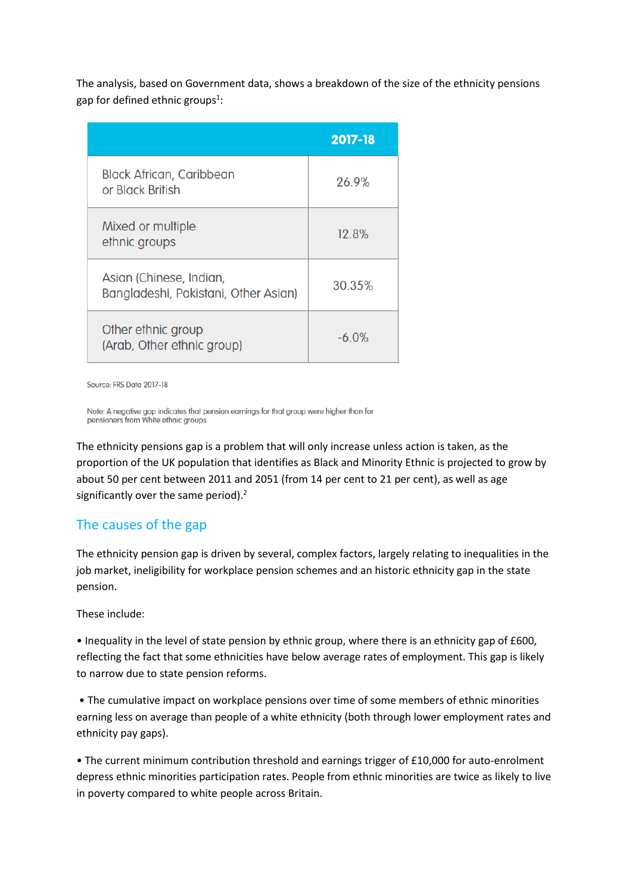The analysis, based on Government data, shows a breakdown of the size of the ethnicity pensions gap for defined ethnic groups[1]:

| | 2017-18 |
|---|---|
| Black African, Caribbean or Black British | 26.9% |
| Mixed or multiple ethnic groups | 12.8% |
| Asian (Chinese, Indian, Bangladeshi, Pakistani, Other Asian) | 30.35% |
| Other ethnic group (Arab, Other ethnic group) | -6.0% |

Source: FRS Data 2017-18

Note: A negative gap indicates that pension earnings for that group were higher than for pensioners from White ethnic groups.

The ethnicity pensions gap is a problem that will only increase unless action is taken, as the proportion of the UK population that identifies as Black and Minority Ethnic is projected to grow by about 50 per cent between 2011 and 2051 (from 14 per cent to 21 per cent), as well as age significantly over the same period).[2]

## The causes of the gap

The ethnicity pension gap is driven by several, complex factors, largely relating to inequalities in the job market, ineligibility for workplace pension schemes and an historic ethnicity gap in the state pension.

These include:

- Inequality in the level of state pension by ethnic group, where there is an ethnicity gap of £600, reflecting the fact that some ethnicities have below average rates of employment. This gap is likely to narrow due to state pension reforms.

- The cumulative impact on workplace pensions over time of some members of ethnic minorities earning less on average than people of a white ethnicity (both through lower employment rates and ethnicity pay gaps).

- The current minimum contribution threshold and earnings trigger of £10,000 for auto-enrolment depress ethnic minorities participation rates. People from ethnic minorities are twice as likely to live in poverty compared to white people across Britain.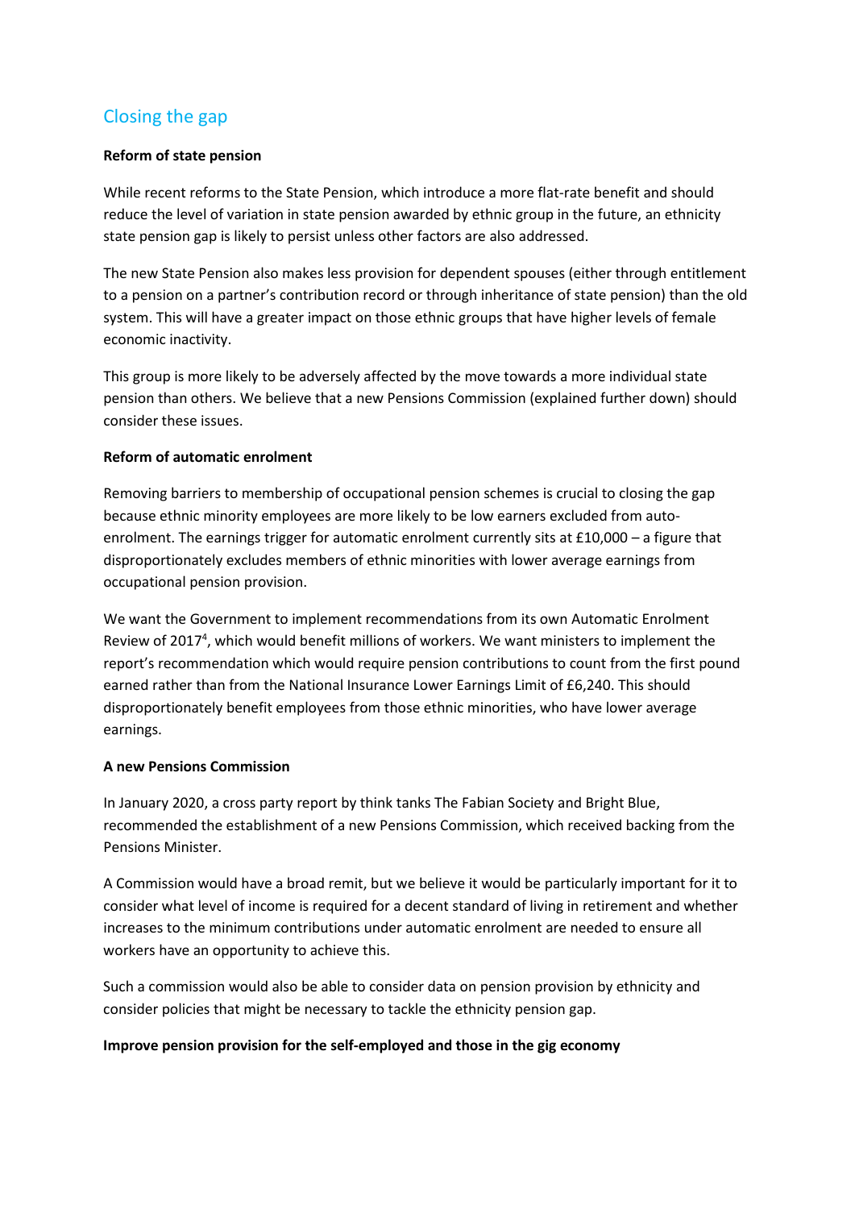## Closing the gap

**Reform of state pension**

While recent reforms to the State Pension, which introduce a more flat-rate benefit and should reduce the level of variation in state pension awarded by ethnic group in the future, an ethnicity state pension gap is likely to persist unless other factors are also addressed.

The new State Pension also makes less provision for dependent spouses (either through entitlement to a pension on a partner's contribution record or through inheritance of state pension) than the old system. This will have a greater impact on those ethnic groups that have higher levels of female economic inactivity.

This group is more likely to be adversely affected by the move towards a more individual state pension than others. We believe that a new Pensions Commission (explained further down) should consider these issues.

**Reform of automatic enrolment**

Removing barriers to membership of occupational pension schemes is crucial to closing the gap because ethnic minority employees are more likely to be low earners excluded from auto-enrolment. The earnings trigger for automatic enrolment currently sits at £10,000 – a figure that disproportionately excludes members of ethnic minorities with lower average earnings from occupational pension provision.

We want the Government to implement recommendations from its own Automatic Enrolment Review of 2017[4], which would benefit millions of workers. We want ministers to implement the report's recommendation which would require pension contributions to count from the first pound earned rather than from the National Insurance Lower Earnings Limit of £6,240. This should disproportionately benefit employees from those ethnic minorities, who have lower average earnings.

**A new Pensions Commission**

In January 2020, a cross party report by think tanks The Fabian Society and Bright Blue, recommended the establishment of a new Pensions Commission, which received backing from the Pensions Minister.

A Commission would have a broad remit, but we believe it would be particularly important for it to consider what level of income is required for a decent standard of living in retirement and whether increases to the minimum contributions under automatic enrolment are needed to ensure all workers have an opportunity to achieve this.

Such a commission would also be able to consider data on pension provision by ethnicity and consider policies that might be necessary to tackle the ethnicity pension gap.

**Improve pension provision for the self-employed and those in the gig economy**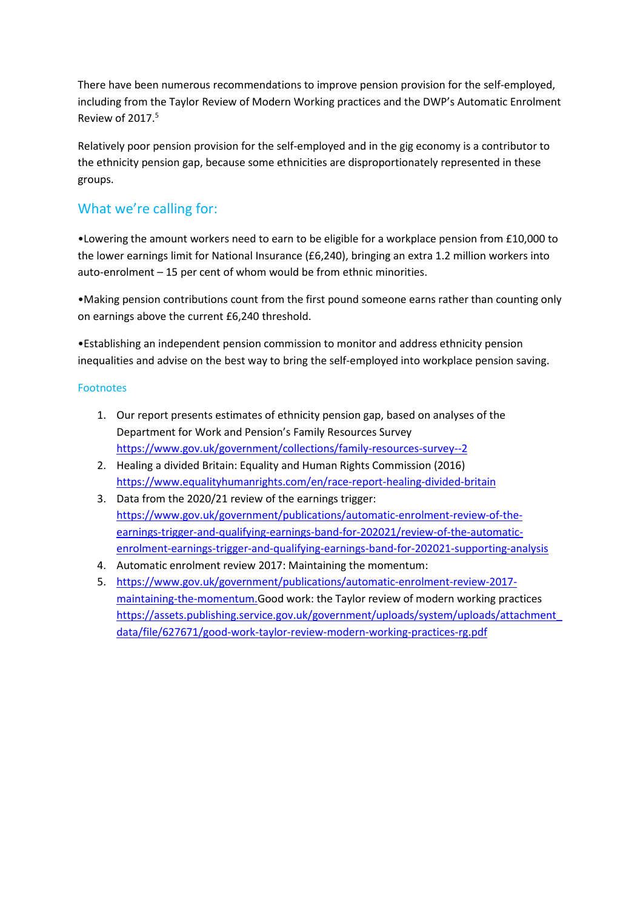There have been numerous recommendations to improve pension provision for the self-employed, including from the Taylor Review of Modern Working practices and the DWP's Automatic Enrolment Review of 2017.[5]

Relatively poor pension provision for the self-employed and in the gig economy is a contributor to the ethnicity pension gap, because some ethnicities are disproportionately represented in these groups.

## What we're calling for:

•Lowering the amount workers need to earn to be eligible for a workplace pension from £10,000 to the lower earnings limit for National Insurance (£6,240), bringing an extra 1.2 million workers into auto-enrolment – 15 per cent of whom would be from ethnic minorities.

•Making pension contributions count from the first pound someone earns rather than counting only on earnings above the current £6,240 threshold.

•Establishing an independent pension commission to monitor and address ethnicity pension inequalities and advise on the best way to bring the self-employed into workplace pension saving.

### Footnotes

1. Our report presents estimates of ethnicity pension gap, based on analyses of the Department for Work and Pension's Family Resources Survey https://www.gov.uk/government/collections/family-resources-survey--2
2. Healing a divided Britain: Equality and Human Rights Commission (2016) https://www.equalityhumanrights.com/en/race-report-healing-divided-britain
3. Data from the 2020/21 review of the earnings trigger: https://www.gov.uk/government/publications/automatic-enrolment-review-of-the-earnings-trigger-and-qualifying-earnings-band-for-202021/review-of-the-automatic-enrolment-earnings-trigger-and-qualifying-earnings-band-for-202021-supporting-analysis
4. Automatic enrolment review 2017: Maintaining the momentum:
5. https://www.gov.uk/government/publications/automatic-enrolment-review-2017-maintaining-the-momentum.Good work: the Taylor review of modern working practices https://assets.publishing.service.gov.uk/government/uploads/system/uploads/attachment_data/file/627671/good-work-taylor-review-modern-working-practices-rg.pdf